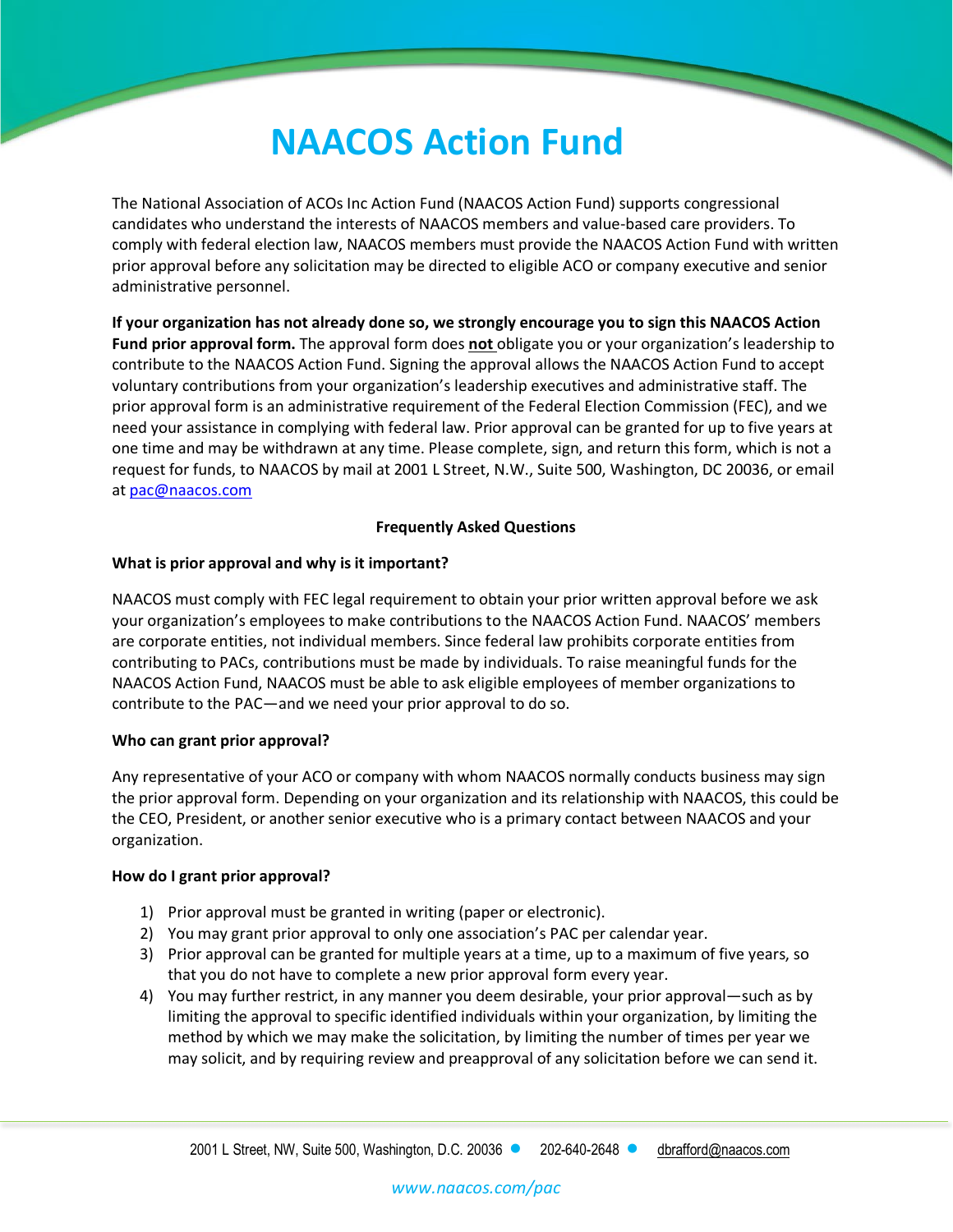# NAACOS Action Fund

The National Association of ACOs Inc Action Fund (NAACOS Action Fund) supports congressional candidates who understand the interests of NAACOS members and value-based care providers. To comply with federal election law, NAACOS members must provide the NAACOS Action Fund with written prior approval before any solicitation may be directed to eligible ACO or company executive and senior administrative personnel.

**If your organization has not already done so, we strongly encourage you to sign this NAACOS Action Fund prior approval form.** The approval form does **not** obligate you or your organization's leadership to contribute to the NAACOS Action Fund. Signing the approval allows the NAACOS Action Fund to accept voluntary contributions from your organization's leadership executives and administrative staff. The prior approval form is an administrative requirement of the Federal Election Commission (FEC), and we need your assistance in complying with federal law. Prior approval can be granted for up to five years at one time and may be withdrawn at any time. Please complete, sign, and return this form, which is not a request for funds, to NAACOS by mail at 2001 L Street, N.W., Suite 500, Washington, DC 20036, or email at pac@naacos.com

**Frequently Asked Questions**

**What is prior approval and why is it important?**

NAACOS must comply with FEC legal requirement to obtain your prior written approval before we ask your organization's employees to make contributions to the NAACOS Action Fund. NAACOS' members are corporate entities, not individual members. Since federal law prohibits corporate entities from contributing to PACs, contributions must be made by individuals. To raise meaningful funds for the NAACOS Action Fund, NAACOS must be able to ask eligible employees of member organizations to contribute to the PAC—and we need your prior approval to do so.

**Who can grant prior approval?**

Any representative of your ACO or company with whom NAACOS normally conducts business may sign the prior approval form. Depending on your organization and its relationship with NAACOS, this could be the CEO, President, or another senior executive who is a primary contact between NAACOS and your organization.

**How do I grant prior approval?**

1) Prior approval must be granted in writing (paper or electronic).
2) You may grant prior approval to only one association's PAC per calendar year.
3) Prior approval can be granted for multiple years at a time, up to a maximum of five years, so that you do not have to complete a new prior approval form every year.
4) You may further restrict, in any manner you deem desirable, your prior approval—such as by limiting the approval to specific identified individuals within your organization, by limiting the method by which we may make the solicitation, by limiting the number of times per year we may solicit, and by requiring review and preapproval of any solicitation before we can send it.

2001 L Street, NW, Suite 500, Washington, D.C. 20036 • 202-640-2648 • dbrafford@naacos.com

www.naacos.com/pac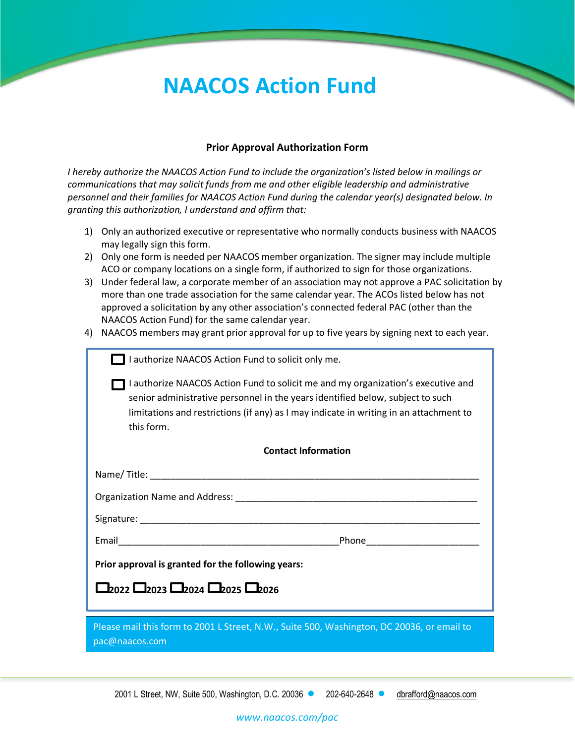# NAACOS Action Fund

**Prior Approval Authorization Form**

*I hereby authorize the NAACOS Action Fund to include the organization's listed below in mailings or communications that may solicit funds from me and other eligible leadership and administrative personnel and their families for NAACOS Action Fund during the calendar year(s) designated below. In granting this authorization, I understand and affirm that:*

1) Only an authorized executive or representative who normally conducts business with NAACOS may legally sign this form.
2) Only one form is needed per NAACOS member organization. The signer may include multiple ACO or company locations on a single form, if authorized to sign for those organizations.
3) Under federal law, a corporate member of an association may not approve a PAC solicitation by more than one trade association for the same calendar year. The ACOs listed below has not approved a solicitation by any other association's connected federal PAC (other than the NAACOS Action Fund) for the same calendar year.
4) NAACOS members may grant prior approval for up to five years by signing next to each year.

☐ I authorize NAACOS Action Fund to solicit only me.

☐ I authorize NAACOS Action Fund to solicit me and my organization's executive and senior administrative personnel in the years identified below, subject to such limitations and restrictions (if any) as I may indicate in writing in an attachment to this form.

**Contact Information**

Name/ Title: ______________________________________________

Organization Name and Address: ______________________________________________

Signature: ______________________________________________

Email______________________________ Phone______________________

**Prior approval is granted for the following years:**

**☐2022 ☐2023 ☐2024 ☐2025 ☐2026**

Please mail this form to 2001 L Street, N.W., Suite 500, Washington, DC 20036, or email to pac@naacos.com

2001 L Street, NW, Suite 500, Washington, D.C. 20036 • 202-640-2648 • dbrafford@naacos.com

*www.naacos.com/pac*